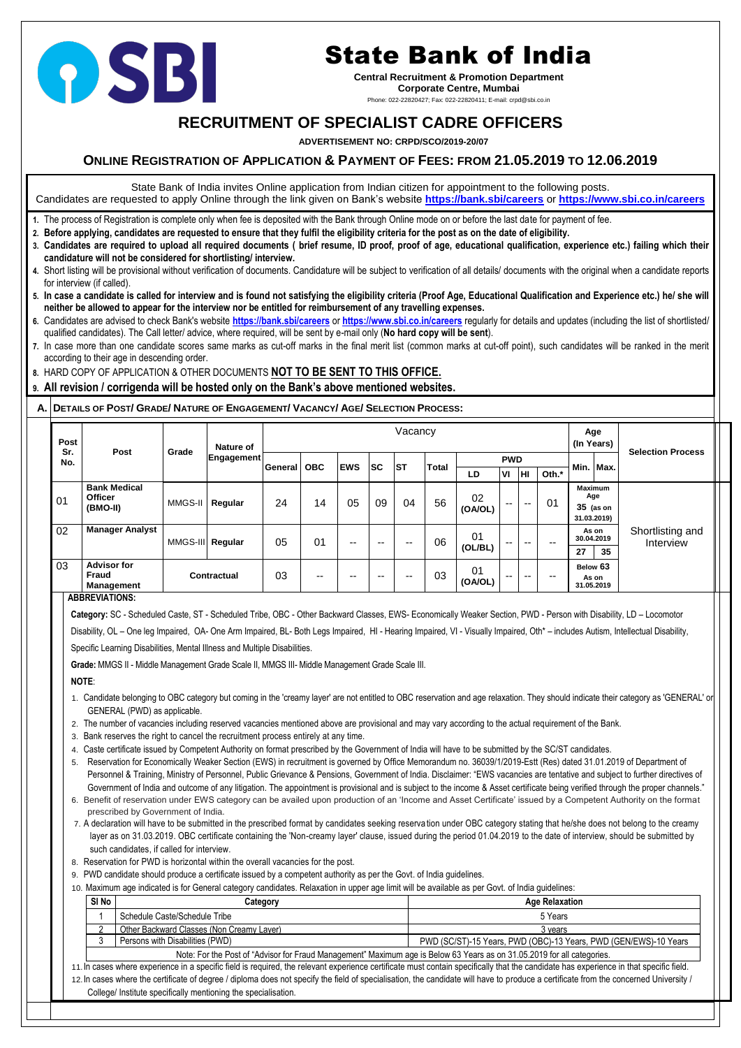# State Bank of India

**Central Recruitment & Promotion Department**
**Corporate Centre, Mumbai**
Phone: 022-22820427; Fax: 022-22820411; E-mail: crpd@sbi.co.in

## RECRUITMENT OF SPECIALIST CADRE OFFICERS

**ADVERTISEMENT NO: CRPD/SCO/2019-20/07**

## ONLINE REGISTRATION OF APPLICATION & PAYMENT OF FEES: FROM 21.05.2019 TO 12.06.2019

State Bank of India invites Online application from Indian citizen for appointment to the following posts. Candidates are requested to apply Online through the link given on Bank's website **https://bank.sbi/careers** or **https://www.sbi.co.in/careers**

1. The process of Registration is complete only when fee is deposited with the Bank through Online mode on or before the last date for payment of fee.
2. **Before applying, candidates are requested to ensure that they fulfil the eligibility criteria for the post as on the date of eligibility.**
3. **Candidates are required to upload all required documents ( brief resume, ID proof, proof of age, educational qualification, experience etc.) failing which their candidature will not be considered for shortlisting/ interview.**
4. Short listing will be provisional without verification of documents. Candidature will be subject to verification of all details/ documents with the original when a candidate reports for interview (if called).
5. **In case a candidate is called for interview and is found not satisfying the eligibility criteria (Proof Age, Educational Qualification and Experience etc.) he/ she will neither be allowed to appear for the interview nor be entitled for reimbursement of any travelling expenses.**
6. Candidates are advised to check Bank's website **https://bank.sbi/careers** or **https://www.sbi.co.in/careers** regularly for details and updates (including the list of shortlisted/ qualified candidates). The Call letter/ advice, where required, will be sent by e-mail only (**No hard copy will be sent**).
7. In case more than one candidate scores same marks as cut-off marks in the final merit list (common marks at cut-off point), such candidates will be ranked in the merit according to their age in descending order.
8. HARD COPY OF APPLICATION & OTHER DOCUMENTS **NOT TO BE SENT TO THIS OFFICE.**
9. **All revision / corrigenda will be hosted only on the Bank's above mentioned websites.**

### A. DETAILS OF POST/ GRADE/ NATURE OF ENGAGEMENT/ VACANCY/ AGE/ SELECTION PROCESS:

| Post Sr. No. | Post | Grade | Nature of Engagement | Vacancy | | | | | | PWD | | | | Age (In Years) | | Selection Process |
|---|---|---|---|---|---|---|---|---|---|---|---|---|---|---|---|---|
| | | | | General | OBC | EWS | SC | ST | Total | LD | VI | HI | Oth.* | Min. | Max. | |
| 01 | Bank Medical Officer (BMO-II) | MMGS-II | Regular | 24 | 14 | 05 | 09 | 04 | 56 | 02 (OA/OL) | -- | -- | 01 | Maximum Age 35 (as on 31.03.2019) | | Shortlisting and Interview |
| 02 | Manager Analyst | MMGS-III | Regular | 05 | 01 | -- | -- | -- | 06 | 01 (OL/BL) | -- | -- | -- | 27 (As on 30.04.2019) | 35 | |
| 03 | Advisor for Fraud Management | Contractual | | 03 | -- | -- | -- | -- | 03 | 01 (OA/OL) | -- | -- | -- | Below 63 As on 31.05.2019 | | |

**ABBREVIATIONS:**

**Category:** SC - Scheduled Caste, ST - Scheduled Tribe, OBC - Other Backward Classes, EWS- Economically Weaker Section, PWD - Person with Disability, LD – Locomotor Disability, OL – One leg Impaired, OA- One Arm Impaired, BL- Both Legs Impaired, HI - Hearing Impaired, VI - Visually Impaired, Oth* – includes Autism, Intellectual Disability, Specific Learning Disabilities, Mental Illness and Multiple Disabilities.

**Grade:** MMGS II - Middle Management Grade Scale II, MMGS III- Middle Management Grade Scale III.

**NOTE**:

1. Candidate belonging to OBC category but coming in the 'creamy layer' are not entitled to OBC reservation and age relaxation. They should indicate their category as 'GENERAL' or GENERAL (PWD) as applicable.
2. The number of vacancies including reserved vacancies mentioned above are provisional and may vary according to the actual requirement of the Bank.
3. Bank reserves the right to cancel the recruitment process entirely at any time.
4. Caste certificate issued by Competent Authority on format prescribed by the Government of India will have to be submitted by the SC/ST candidates.
5. Reservation for Economically Weaker Section (EWS) in recruitment is governed by Office Memorandum no. 36039/1/2019-Estt (Res) dated 31.01.2019 of Department of Personnel & Training, Ministry of Personnel, Public Grievance & Pensions, Government of India. Disclaimer: "EWS vacancies are tentative and subject to further directives of Government of India and outcome of any litigation. The appointment is provisional and is subject to the income & Asset certificate being verified through the proper channels."
6. Benefit of reservation under EWS category can be availed upon production of an 'Income and Asset Certificate' issued by a Competent Authority on the format prescribed by Government of India.
7. A declaration will have to be submitted in the prescribed format by candidates seeking reservation under OBC category stating that he/she does not belong to the creamy layer as on 31.03.2019. OBC certificate containing the 'Non-creamy layer' clause, issued during the period 01.04.2019 to the date of interview, should be submitted by such candidates, if called for interview.
8. Reservation for PWD is horizontal within the overall vacancies for the post.
9. PWD candidate should produce a certificate issued by a competent authority as per the Govt. of India guidelines.
10. Maximum age indicated is for General category candidates. Relaxation in upper age limit will be available as per Govt. of India guidelines:

| Sl No | Category | Age Relaxation |
|---|---|---|
| 1 | Schedule Caste/Schedule Tribe | 5 Years |
| 2 | Other Backward Classes (Non Creamy Layer) | 3 years |
| 3 | Persons with Disabilities (PWD) | PWD (SC/ST)-15 Years, PWD (OBC)-13 Years, PWD (GEN/EWS)-10 Years |
| Note: For the Post of "Advisor for Fraud Management" Maximum age is Below 63 Years as on 31.05.2019 for all categories. | | |

11. In cases where experience in a specific field is required, the relevant experience certificate must contain specifically that the candidate has experience in that specific field.
12. In cases where the certificate of degree / diploma does not specify the field of specialisation, the candidate will have to produce a certificate from the concerned University / College/ Institute specifically mentioning the specialisation.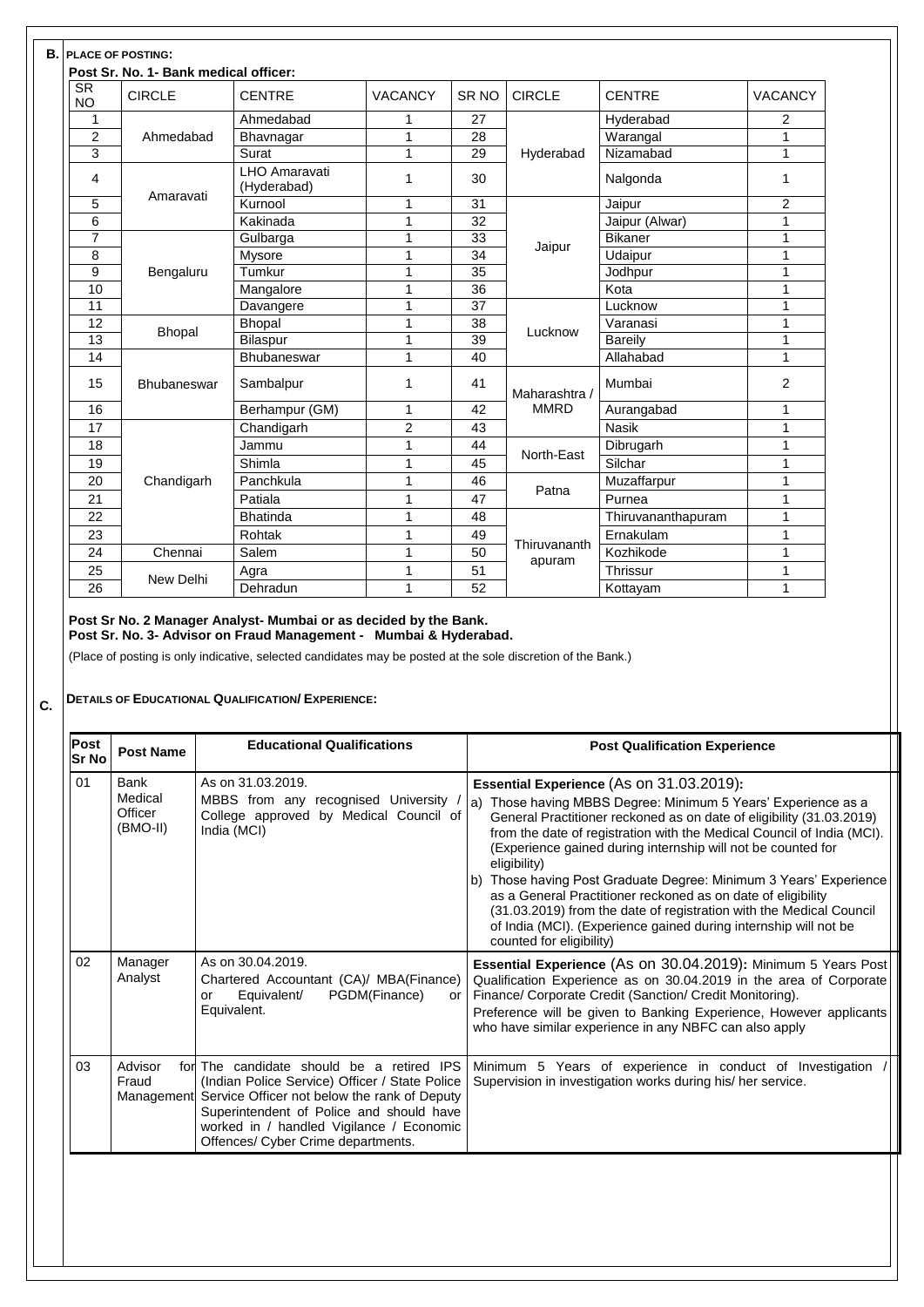**B.** **PLACE OF POSTING:**

**Post Sr. No. 1- Bank medical officer:**

| SR NO | CIRCLE | CENTRE | VACANCY | SR NO | CIRCLE | CENTRE | VACANCY |
|---|---|---|---|---|---|---|---|
| 1 | Ahmedabad | Ahmedabad | 1 | 27 | Hyderabad | Hyderabad | 2 |
| 2 | | Bhavnagar | 1 | 28 | | Warangal | 1 |
| 3 | | Surat | 1 | 29 | | Nizamabad | 1 |
| 4 | Amaravati | LHO Amaravati (Hyderabad) | 1 | 30 | | Nalgonda | 1 |
| 5 | | Kurnool | 1 | 31 | Jaipur | Jaipur | 2 |
| 6 | | Kakinada | 1 | 32 | | Jaipur (Alwar) | 1 |
| 7 | Bengaluru | Gulbarga | 1 | 33 | | Bikaner | 1 |
| 8 | | Mysore | 1 | 34 | | Udaipur | 1 |
| 9 | | Tumkur | 1 | 35 | | Jodhpur | 1 |
| 10 | | Mangalore | 1 | 36 | | Kota | 1 |
| 11 | | Davangere | 1 | 37 | Lucknow | Lucknow | 1 |
| 12 | Bhopal | Bhopal | 1 | 38 | | Varanasi | 1 |
| 13 | | Bilaspur | 1 | 39 | | Bareily | 1 |
| 14 | Bhubaneswar | Bhubaneswar | 1 | 40 | | Allahabad | 1 |
| 15 | | Sambalpur | 1 | 41 | Maharashtra / MMRD | Mumbai | 2 |
| 16 | | Berhampur (GM) | 1 | 42 | | Aurangabad | 1 |
| 17 | Chandigarh | Chandigarh | 2 | 43 | | Nasik | 1 |
| 18 | | Jammu | 1 | 44 | North-East | Dibrugarh | 1 |
| 19 | | Shimla | 1 | 45 | | Silchar | 1 |
| 20 | | Panchkula | 1 | 46 | Patna | Muzaffarpur | 1 |
| 21 | | Patiala | 1 | 47 | | Purnea | 1 |
| 22 | | Bhatinda | 1 | 48 | Thiruvananthapuram | Thiruvananthapuram | 1 |
| 23 | | Rohtak | 1 | 49 | | Ernakulam | 1 |
| 24 | Chennai | Salem | 1 | 50 | | Kozhikode | 1 |
| 25 | New Delhi | Agra | 1 | 51 | | Thrissur | 1 |
| 26 | | Dehradun | 1 | 52 | | Kottayam | 1 |

**Post Sr No. 2 Manager Analyst- Mumbai or as decided by the Bank.**
**Post Sr. No. 3- Advisor on Fraud Management - Mumbai & Hyderabad.**

(Place of posting is only indicative, selected candidates may be posted at the sole discretion of the Bank.)

**C.** **DETAILS OF EDUCATIONAL QUALIFICATION/ EXPERIENCE:**

| Post Sr No | Post Name | Educational Qualifications | Post Qualification Experience |
|---|---|---|---|
| 01 | Bank Medical Officer (BMO-II) | As on 31.03.2019. MBBS from any recognised University / College approved by Medical Council of India (MCI) | **Essential Experience** (As on 31.03.2019)**:** a) Those having MBBS Degree: Minimum 5 Years' Experience as a General Practitioner reckoned as on date of eligibility (31.03.2019) from the date of registration with the Medical Council of India (MCI). (Experience gained during internship will not be counted for eligibility) b) Those having Post Graduate Degree: Minimum 3 Years' Experience as a General Practitioner reckoned as on date of eligibility (31.03.2019) from the date of registration with the Medical Council of India (MCI). (Experience gained during internship will not be counted for eligibility) |
| 02 | Manager Analyst | As on 30.04.2019. Chartered Accountant (CA)/ MBA(Finance) or Equivalent/ PGDM(Finance) or Equivalent. | **Essential Experience** (As on 30.04.2019)**:** Minimum 5 Years Post Qualification Experience as on 30.04.2019 in the area of Corporate Finance/ Corporate Credit (Sanction/ Credit Monitoring). Preference will be given to Banking Experience, However applicants who have similar experience in any NBFC can also apply |
| 03 | Advisor for Fraud Management | The candidate should be a retired IPS (Indian Police Service) Officer / State Police Service Officer not below the rank of Deputy Superintendent of Police and should have worked in / handled Vigilance / Economic Offences/ Cyber Crime departments. | Minimum 5 Years of experience in conduct of Investigation / Supervision in investigation works during his/ her service. |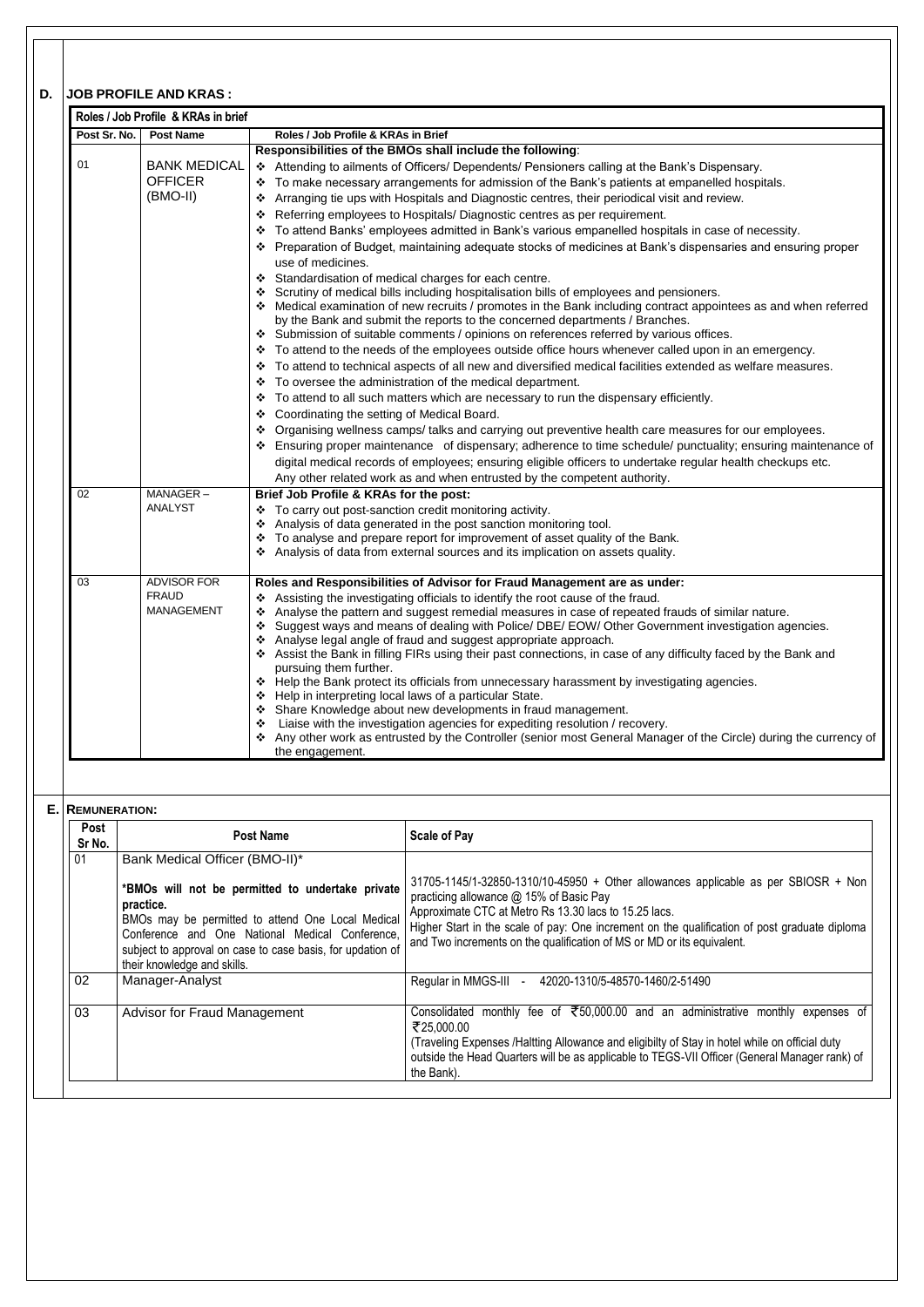## D. JOB PROFILE AND KRAS :

**Roles / Job Profile & KRAs in brief**

| Post Sr. No. | Post Name | Roles / Job Profile & KRAs in Brief |
|---|---|---|
| 01 | BANK MEDICAL OFFICER (BMO-II) | **Responsibilities of the BMOs shall include the following**:<br>❖ Attending to ailments of Officers/ Dependents/ Pensioners calling at the Bank's Dispensary.<br>❖ To make necessary arrangements for admission of the Bank's patients at empanelled hospitals.<br>❖ Arranging tie ups with Hospitals and Diagnostic centres, their periodical visit and review.<br>❖ Referring employees to Hospitals/ Diagnostic centres as per requirement.<br>❖ To attend Banks' employees admitted in Bank's various empanelled hospitals in case of necessity.<br>❖ Preparation of Budget, maintaining adequate stocks of medicines at Bank's dispensaries and ensuring proper use of medicines.<br>❖ Standardisation of medical charges for each centre.<br>❖ Scrutiny of medical bills including hospitalisation bills of employees and pensioners.<br>❖ Medical examination of new recruits / promotes in the Bank including contract appointees as and when referred by the Bank and submit the reports to the concerned departments / Branches.<br>❖ Submission of suitable comments / opinions on references referred by various offices.<br>❖ To attend to the needs of the employees outside office hours whenever called upon in an emergency.<br>❖ To attend to technical aspects of all new and diversified medical facilities extended as welfare measures.<br>❖ To oversee the administration of the medical department.<br>❖ To attend to all such matters which are necessary to run the dispensary efficiently.<br>❖ Coordinating the setting of Medical Board.<br>❖ Organising wellness camps/ talks and carrying out preventive health care measures for our employees.<br>❖ Ensuring proper maintenance of dispensary; adherence to time schedule/ punctuality; ensuring maintenance of digital medical records of employees; ensuring eligible officers to undertake regular health checkups etc.<br>Any other related work as and when entrusted by the competent authority. |
| 02 | MANAGER – ANALYST | **Brief Job Profile & KRAs for the post:**<br>❖ To carry out post-sanction credit monitoring activity.<br>❖ Analysis of data generated in the post sanction monitoring tool.<br>❖ To analyse and prepare report for improvement of asset quality of the Bank.<br>❖ Analysis of data from external sources and its implication on assets quality. |
| 03 | ADVISOR FOR FRAUD MANAGEMENT | **Roles and Responsibilities of Advisor for Fraud Management are as under:**<br>❖ Assisting the investigating officials to identify the root cause of the fraud.<br>❖ Analyse the pattern and suggest remedial measures in case of repeated frauds of similar nature.<br>❖ Suggest ways and means of dealing with Police/ DBE/ EOW/ Other Government investigation agencies.<br>❖ Analyse legal angle of fraud and suggest appropriate approach.<br>❖ Assist the Bank in filling FIRs using their past connections, in case of any difficulty faced by the Bank and pursuing them further.<br>❖ Help the Bank protect its officials from unnecessary harassment by investigating agencies.<br>❖ Help in interpreting local laws of a particular State.<br>❖ Share Knowledge about new developments in fraud management.<br>❖ Liaise with the investigation agencies for expediting resolution / recovery.<br>❖ Any other work as entrusted by the Controller (senior most General Manager of the Circle) during the currency of the engagement. |

## E. REMUNERATION:

| Post Sr No. | Post Name | Scale of Pay |
|---|---|---|
| 01 | Bank Medical Officer (BMO-II)*<br><br>**\*BMOs will not be permitted to undertake private practice.**<br>BMOs may be permitted to attend One Local Medical Conference and One National Medical Conference, subject to approval on case to case basis, for updation of their knowledge and skills. | 31705-1145/1-32850-1310/10-45950 + Other allowances applicable as per SBIOSR + Non practicing allowance @ 15% of Basic Pay<br>Approximate CTC at Metro Rs 13.30 lacs to 15.25 lacs.<br>Higher Start in the scale of pay: One increment on the qualification of post graduate diploma and Two increments on the qualification of MS or MD or its equivalent. |
| 02 | Manager-Analyst | Regular in MMGS-III - 42020-1310/5-48570-1460/2-51490 |
| 03 | Advisor for Fraud Management | Consolidated monthly fee of ₹50,000.00 and an administrative monthly expenses of ₹25,000.00<br>(Traveling Expenses /Haltting Allowance and eligibilty of Stay in hotel while on official duty outside the Head Quarters will be as applicable to TEGS-VII Officer (General Manager rank) of the Bank). |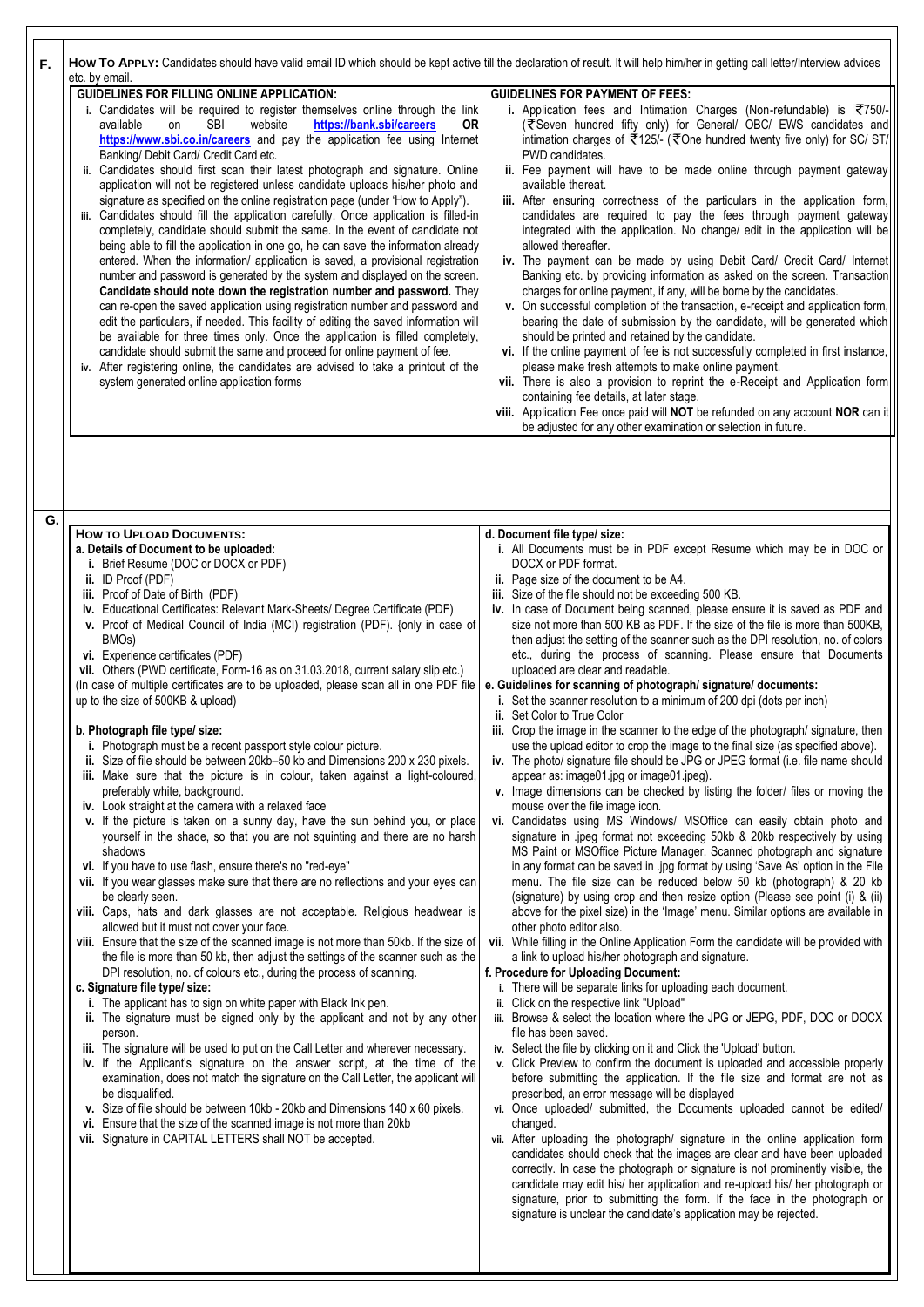## F. HOW TO APPLY:

Candidates should have valid email ID which should be kept active till the declaration of result. It will help him/her in getting call letter/Interview advices etc. by email.

### GUIDELINES FOR FILLING ONLINE APPLICATION:

i. Candidates will be required to register themselves online through the link available on SBI website **https://bank.sbi/careers** **OR** **https://www.sbi.co.in/careers** and pay the application fee using Internet Banking/ Debit Card/ Credit Card etc.

ii. Candidates should first scan their latest photograph and signature. Online application will not be registered unless candidate uploads his/her photo and signature as specified on the online registration page (under 'How to Apply").

iii. Candidates should fill the application carefully. Once application is filled-in completely, candidate should submit the same. In the event of candidate not being able to fill the application in one go, he can save the information already entered. When the information/ application is saved, a provisional registration number and password is generated by the system and displayed on the screen. **Candidate should note down the registration number and password.** They can re-open the saved application using registration number and password and edit the particulars, if needed. This facility of editing the saved information will be available for three times only. Once the application is filled completely, candidate should submit the same and proceed for online payment of fee.

iv. After registering online, the candidates are advised to take a printout of the system generated online application forms

### GUIDELINES FOR PAYMENT OF FEES:

i. Application fees and Intimation Charges (Non-refundable) is ₹750/- (₹Seven hundred fifty only) for General/ OBC/ EWS candidates and intimation charges of ₹125/- (₹One hundred twenty five only) for SC/ ST/ PWD candidates.

ii. Fee payment will have to be made online through payment gateway available thereat.

iii. After ensuring correctness of the particulars in the application form, candidates are required to pay the fees through payment gateway integrated with the application. No change/ edit in the application will be allowed thereafter.

iv. The payment can be made by using Debit Card/ Credit Card/ Internet Banking etc. by providing information as asked on the screen. Transaction charges for online payment, if any, will be borne by the candidates.

v. On successful completion of the transaction, e-receipt and application form, bearing the date of submission by the candidate, will be generated which should be printed and retained by the candidate.

vi. If the online payment of fee is not successfully completed in first instance, please make fresh attempts to make online payment.

vii. There is also a provision to reprint the e-Receipt and Application form containing fee details, at later stage.

viii. Application Fee once paid will **NOT** be refunded on any account **NOR** can it be adjusted for any other examination or selection in future.

## G. HOW TO UPLOAD DOCUMENTS:

**a. Details of Document to be uploaded:**

i. Brief Resume (DOC or DOCX or PDF)
ii. ID Proof (PDF)
iii. Proof of Date of Birth (PDF)
iv. Educational Certificates: Relevant Mark-Sheets/ Degree Certificate (PDF)
v. Proof of Medical Council of India (MCI) registration (PDF). {only in case of BMOs}
vi. Experience certificates (PDF)
vii. Others (PWD certificate, Form-16 as on 31.03.2018, current salary slip etc.)

(In case of multiple certificates are to be uploaded, please scan all in one PDF file up to the size of 500KB & upload)

**b. Photograph file type/ size:**

i. Photograph must be a recent passport style colour picture.
ii. Size of file should be between 20kb–50 kb and Dimensions 200 x 230 pixels.
iii. Make sure that the picture is in colour, taken against a light-coloured, preferably white, background.
iv. Look straight at the camera with a relaxed face
v. If the picture is taken on a sunny day, have the sun behind you, or place yourself in the shade, so that you are not squinting and there are no harsh shadows
vi. If you have to use flash, ensure there's no "red-eye"
vii. If you wear glasses make sure that there are no reflections and your eyes can be clearly seen.
viii. Caps, hats and dark glasses are not acceptable. Religious headwear is allowed but it must not cover your face.
viii. Ensure that the size of the scanned image is not more than 50kb. If the size of the file is more than 50 kb, then adjust the settings of the scanner such as the DPI resolution, no. of colours etc., during the process of scanning.

**c. Signature file type/ size:**

i. The applicant has to sign on white paper with Black Ink pen.
ii. The signature must be signed only by the applicant and not by any other person.
iii. The signature will be used to put on the Call Letter and wherever necessary.
iv. If the Applicant's signature on the answer script, at the time of the examination, does not match the signature on the Call Letter, the applicant will be disqualified.
v. Size of file should be between 10kb - 20kb and Dimensions 140 x 60 pixels.
vi. Ensure that the size of the scanned image is not more than 20kb
vii. Signature in CAPITAL LETTERS shall NOT be accepted.

**d. Document file type/ size:**

i. All Documents must be in PDF except Resume which may be in DOC or DOCX or PDF format.
ii. Page size of the document to be A4.
iii. Size of the file should not be exceeding 500 KB.
iv. In case of Document being scanned, please ensure it is saved as PDF and size not more than 500 KB as PDF. If the size of the file is more than 500KB, then adjust the setting of the scanner such as the DPI resolution, no. of colors etc., during the process of scanning. Please ensure that Documents uploaded are clear and readable.

**e. Guidelines for scanning of photograph/ signature/ documents:**

i. Set the scanner resolution to a minimum of 200 dpi (dots per inch)
ii. Set Color to True Color
iii. Crop the image in the scanner to the edge of the photograph/ signature, then use the upload editor to crop the image to the final size (as specified above).
iv. The photo/ signature file should be JPG or JPEG format (i.e. file name should appear as: image01.jpg or image01.jpeg).
v. Image dimensions can be checked by listing the folder/ files or moving the mouse over the file image icon.
vi. Candidates using MS Windows/ MSOffice can easily obtain photo and signature in .jpeg format not exceeding 50kb & 20kb respectively by using MS Paint or MSOffice Picture Manager. Scanned photograph and signature in any format can be saved in .jpg format by using 'Save As' option in the File menu. The file size can be reduced below 50 kb (photograph) & 20 kb (signature) by using crop and then resize option (Please see point (i) & (ii) above for the pixel size) in the 'Image' menu. Similar options are available in other photo editor also.
vii. While filling in the Online Application Form the candidate will be provided with a link to upload his/her photograph and signature.

**f. Procedure for Uploading Document:**

i. There will be separate links for uploading each document.
ii. Click on the respective link "Upload"
iii. Browse & select the location where the JPG or JEPG, PDF, DOC or DOCX file has been saved.
iv. Select the file by clicking on it and Click the 'Upload' button.
v. Click Preview to confirm the document is uploaded and accessible properly before submitting the application. If the file size and format are not as prescribed, an error message will be displayed
vi. Once uploaded/ submitted, the Documents uploaded cannot be edited/ changed.
vii. After uploading the photograph/ signature in the online application form candidates should check that the images are clear and have been uploaded correctly. In case the photograph or signature is not prominently visible, the candidate may edit his/ her application and re-upload his/ her photograph or signature, prior to submitting the form. If the face in the photograph or signature is unclear the candidate's application may be rejected.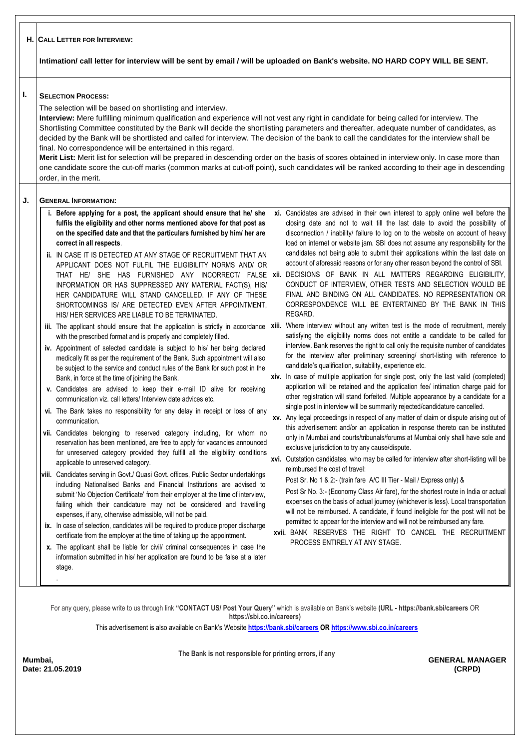## H. CALL LETTER FOR INTERVIEW:

**Intimation/ call letter for interview will be sent by email / will be uploaded on Bank's website. NO HARD COPY WILL BE SENT.**

## I. SELECTION PROCESS:

The selection will be based on shortlisting and interview.

**Interview:** Mere fulfilling minimum qualification and experience will not vest any right in candidate for being called for interview. The Shortlisting Committee constituted by the Bank will decide the shortlisting parameters and thereafter, adequate number of candidates, as decided by the Bank will be shortlisted and called for interview. The decision of the bank to call the candidates for the interview shall be final. No correspondence will be entertained in this regard.

**Merit List:** Merit list for selection will be prepared in descending order on the basis of scores obtained in interview only. In case more than one candidate score the cut-off marks (common marks at cut-off point), such candidates will be ranked according to their age in descending order, in the merit.

## J. GENERAL INFORMATION:

i. **Before applying for a post, the applicant should ensure that he/ she fulfils the eligibility and other norms mentioned above for that post as on the specified date and that the particulars furnished by him/ her are correct in all respects**.

ii. IN CASE IT IS DETECTED AT ANY STAGE OF RECRUITMENT THAT AN APPLICANT DOES NOT FULFIL THE ELIGIBILITY NORMS AND/ OR THAT HE/ SHE HAS FURNISHED ANY INCORRECT/ FALSE INFORMATION OR HAS SUPPRESSED ANY MATERIAL FACT(S), HIS/ HER CANDIDATURE WILL STAND CANCELLED. IF ANY OF THESE SHORTCOMINGS IS/ ARE DETECTED EVEN AFTER APPOINTMENT, HIS/ HER SERVICES ARE LIABLE TO BE TERMINATED.

iii. The applicant should ensure that the application is strictly in accordance with the prescribed format and is properly and completely filled.

iv. Appointment of selected candidate is subject to his/ her being declared medically fit as per the requirement of the Bank. Such appointment will also be subject to the service and conduct rules of the Bank for such post in the Bank, in force at the time of joining the Bank.

v. Candidates are advised to keep their e-mail ID alive for receiving communication viz. call letters/ Interview date advices etc.

vi. The Bank takes no responsibility for any delay in receipt or loss of any communication.

vii. Candidates belonging to reserved category including, for whom no reservation has been mentioned, are free to apply for vacancies announced for unreserved category provided they fulfill all the eligibility conditions applicable to unreserved category.

viii. Candidates serving in Govt./ Quasi Govt. offices, Public Sector undertakings including Nationalised Banks and Financial Institutions are advised to submit 'No Objection Certificate' from their employer at the time of interview, failing which their candidature may not be considered and travelling expenses, if any, otherwise admissible, will not be paid.

ix. In case of selection, candidates will be required to produce proper discharge certificate from the employer at the time of taking up the appointment.

x. The applicant shall be liable for civil/ criminal consequences in case the information submitted in his/ her application are found to be false at a later stage.

xi. Candidates are advised in their own interest to apply online well before the closing date and not to wait till the last date to avoid the possibility of disconnection / inability/ failure to log on to the website on account of heavy load on internet or website jam. SBI does not assume any responsibility for the candidates not being able to submit their applications within the last date on account of aforesaid reasons or for any other reason beyond the control of SBI.

xii. DECISIONS OF BANK IN ALL MATTERS REGARDING ELIGIBILITY, CONDUCT OF INTERVIEW, OTHER TESTS AND SELECTION WOULD BE FINAL AND BINDING ON ALL CANDIDATES. NO REPRESENTATION OR CORRESPONDENCE WILL BE ENTERTAINED BY THE BANK IN THIS REGARD.

xiii. Where interview without any written test is the mode of recruitment, merely satisfying the eligibility norms does not entitle a candidate to be called for interview. Bank reserves the right to call only the requisite number of candidates for the interview after preliminary screening/ short-listing with reference to candidate's qualification, suitability, experience etc.

xiv. In case of multiple application for single post, only the last valid (completed) application will be retained and the application fee/ intimation charge paid for other registration will stand forfeited. Multiple appearance by a candidate for a single post in interview will be summarily rejected/candidature cancelled.

xv. Any legal proceedings in respect of any matter of claim or dispute arising out of this advertisement and/or an application in response thereto can be instituted only in Mumbai and courts/tribunals/forums at Mumbai only shall have sole and exclusive jurisdiction to try any cause/dispute.

xvi. Outstation candidates, who may be called for interview after short-listing will be reimbursed the cost of travel:

Post Sr. No 1 & 2:- (train fare A/C III Tier - Mail / Express only) &

Post Sr No. 3:- (Economy Class Air fare), for the shortest route in India or actual expenses on the basis of actual journey (whichever is less). Local transportation will not be reimbursed. A candidate, if found ineligible for the post will not be permitted to appear for the interview and will not be reimbursed any fare.

xvii. BANK RESERVES THE RIGHT TO CANCEL THE RECRUITMENT PROCESS ENTIRELY AT ANY STAGE.

For any query, please write to us through link **"CONTACT US/ Post Your Query"** which is available on Bank's website **(URL - https://bank.sbi/careers** OR **https://sbi.co.in/careers)**

This advertisement is also available on Bank's Website **https://bank.sbi/careers OR https://www.sbi.co.in/careers**

**The Bank is not responsible for printing errors, if any**

**Mumbai,**
**Date: 21.05.2019**

**GENERAL MANAGER**
**(CRPD)**